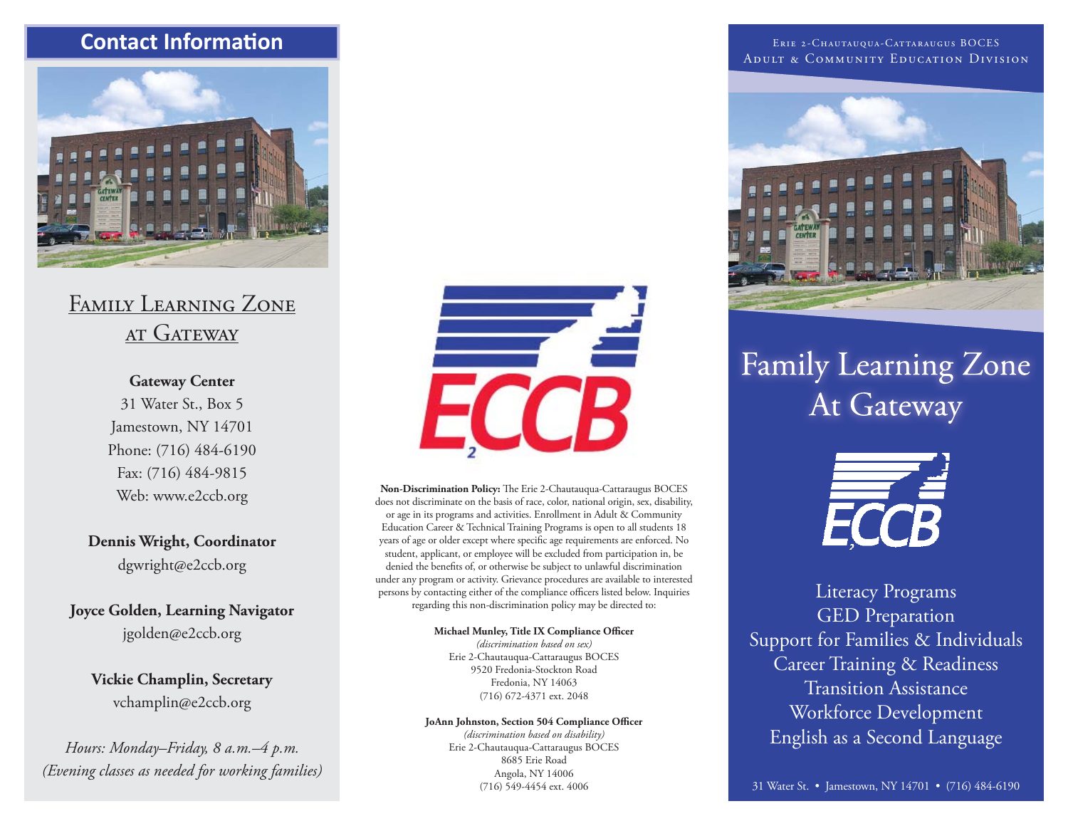## Contact Information

### Family Learning Zone at Gateway

**Gateway Center**
31 Water St., Box 5
Jamestown, NY 14701
Phone: (716) 484-6190
Fax: (716) 484-9815
Web: www.e2ccb.org

**Dennis Wright, Coordinator**
dgwright@e2ccb.org

**Joyce Golden, Learning Navigator**
jgolden@e2ccb.org

**Vickie Champlin, Secretary**
vchamplin@e2ccb.org

*Hours: Monday–Friday, 8 a.m.–4 p.m.*
*(Evening classes as needed for working families)*

**Non-Discrimination Policy:** The Erie 2-Chautauqua-Cattaraugus BOCES does not discriminate on the basis of race, color, national origin, sex, disability, or age in its programs and activities. Enrollment in Adult & Community Education Career & Technical Training Programs is open to all students 18 years of age or older except where specific age requirements are enforced. No student, applicant, or employee will be excluded from participation in, be denied the benefits of, or otherwise be subject to unlawful discrimination under any program or activity. Grievance procedures are available to interested persons by contacting either of the compliance officers listed below. Inquiries regarding this non-discrimination policy may be directed to:

**Michael Munley, Title IX Compliance Officer**
*(discrimination based on sex)*
Erie 2-Chautauqua-Cattaraugus BOCES
9520 Fredonia-Stockton Road
Fredonia, NY 14063
(716) 672-4371 ext. 2048

**JoAnn Johnston, Section 504 Compliance Officer**
*(discrimination based on disability)*
Erie 2-Chautauqua-Cattaraugus BOCES
8685 Erie Road
Angola, NY 14006
(716) 549-4454 ext. 4006

Erie 2-Chautauqua-Cattaraugus BOCES
Adult & Community Education Division

# Family Learning Zone At Gateway

Literacy Programs
GED Preparation
Support for Families & Individuals
Career Training & Readiness
Transition Assistance
Workforce Development
English as a Second Language

31 Water St. • Jamestown, NY 14701 • (716) 484-6190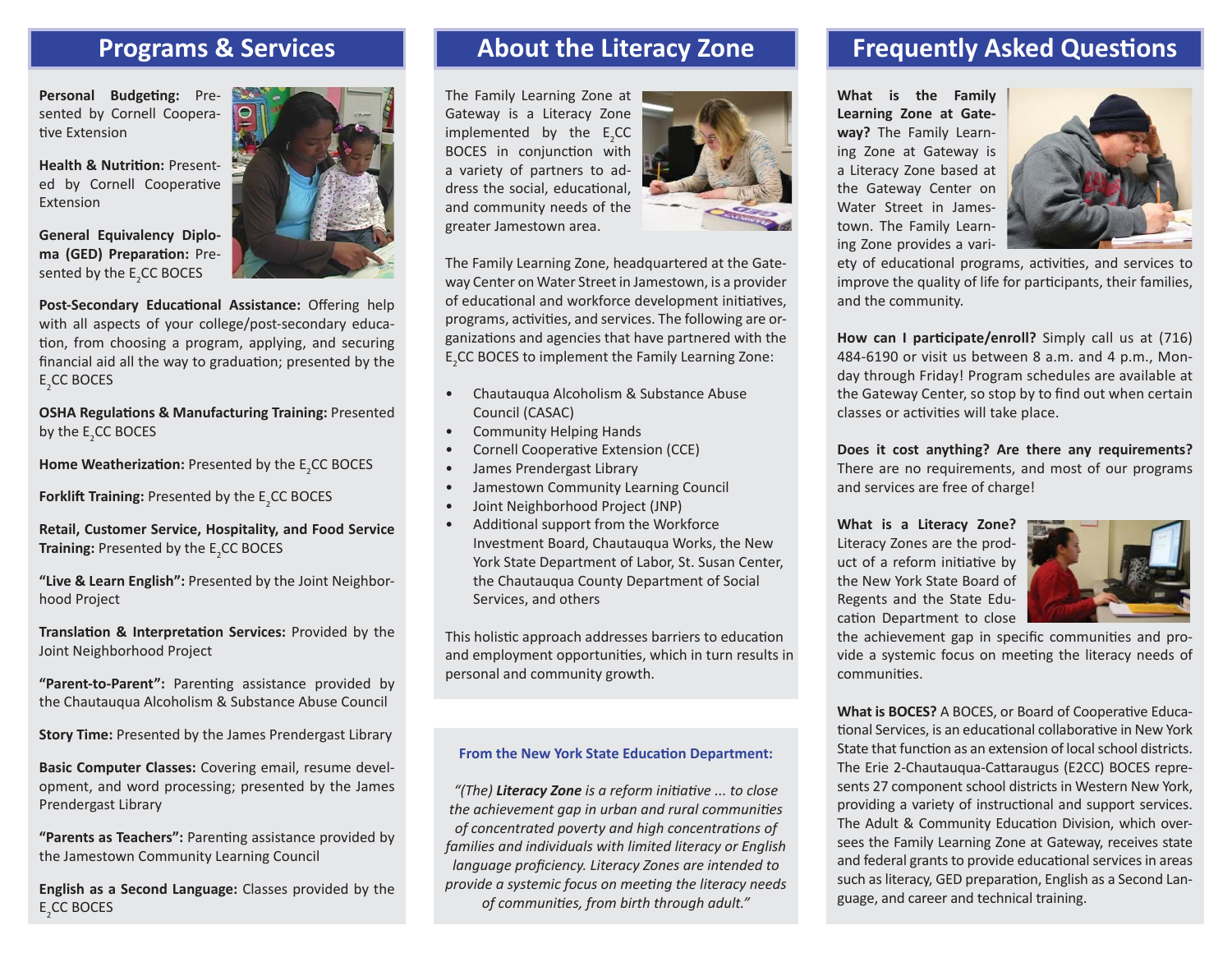## Programs & Services

**Personal Budgeting:** Presented by Cornell Cooperative Extension

**Health & Nutrition:** Presented by Cornell Cooperative Extension

**General Equivalency Diploma (GED) Preparation:** Presented by the $E_2CC$ BOCES

**Post-Secondary Educational Assistance:** Offering help with all aspects of your college/post-secondary education, from choosing a program, applying, and securing financial aid all the way to graduation; presented by the $E_2CC$ BOCES

**OSHA Regulations & Manufacturing Training:** Presented by the $E_2CC$ BOCES

**Home Weatherization:** Presented by the $E_2CC$ BOCES

**Forklift Training:** Presented by the $E_2CC$ BOCES

**Retail, Customer Service, Hospitality, and Food Service Training:** Presented by the $E_2CC$ BOCES

**"Live & Learn English":** Presented by the Joint Neighborhood Project

**Translation & Interpretation Services:** Provided by the Joint Neighborhood Project

**"Parent-to-Parent":** Parenting assistance provided by the Chautauqua Alcoholism & Substance Abuse Council

**Story Time:** Presented by the James Prendergast Library

**Basic Computer Classes:** Covering email, resume development, and word processing; presented by the James Prendergast Library

**"Parents as Teachers":** Parenting assistance provided by the Jamestown Community Learning Council

**English as a Second Language:** Classes provided by the $E_2CC$ BOCES

## About the Literacy Zone

The Family Learning Zone at Gateway is a Literacy Zone implemented by the $E_2CC$ BOCES in conjunction with a variety of partners to address the social, educational, and community needs of the greater Jamestown area.

The Family Learning Zone, headquartered at the Gateway Center on Water Street in Jamestown, is a provider of educational and workforce development initiatives, programs, activities, and services. The following are organizations and agencies that have partnered with the $E_2CC$ BOCES to implement the Family Learning Zone:

- Chautauqua Alcoholism & Substance Abuse Council (CASAC)
- Community Helping Hands
- Cornell Cooperative Extension (CCE)
- James Prendergast Library
- Jamestown Community Learning Council
- Joint Neighborhood Project (JNP)
- Additional support from the Workforce Investment Board, Chautauqua Works, the New York State Department of Labor, St. Susan Center, the Chautauqua County Department of Social Services, and others

This holistic approach addresses barriers to education and employment opportunities, which in turn results in personal and community growth.

**From the New York State Education Department:**

*"(The)* ***Literacy Zone*** *is a reform initiative ... to close the achievement gap in urban and rural communities of concentrated poverty and high concentrations of families and individuals with limited literacy or English language proficiency. Literacy Zones are intended to provide a systemic focus on meeting the literacy needs of communities, from birth through adult."*

## Frequently Asked Questions

**What is the Family Learning Zone at Gateway?** The Family Learning Zone at Gateway is a Literacy Zone based at the Gateway Center on Water Street in Jamestown. The Family Learning Zone provides a variety of educational programs, activities, and services to improve the quality of life for participants, their families, and the community.

**How can I participate/enroll?** Simply call us at (716) 484-6190 or visit us between 8 a.m. and 4 p.m., Monday through Friday! Program schedules are available at the Gateway Center, so stop by to find out when certain classes or activities will take place.

**Does it cost anything? Are there any requirements?** There are no requirements, and most of our programs and services are free of charge!

**What is a Literacy Zone?** Literacy Zones are the product of a reform initiative by the New York State Board of Regents and the State Education Department to close the achievement gap in specific communities and provide a systemic focus on meeting the literacy needs of communities.

**What is BOCES?** A BOCES, or Board of Cooperative Educational Services, is an educational collaborative in New York State that function as an extension of local school districts. The Erie 2-Chautauqua-Cattaraugus (E2CC) BOCES represents 27 component school districts in Western New York, providing a variety of instructional and support services. The Adult & Community Education Division, which oversees the Family Learning Zone at Gateway, receives state and federal grants to provide educational services in areas such as literacy, GED preparation, English as a Second Language, and career and technical training.